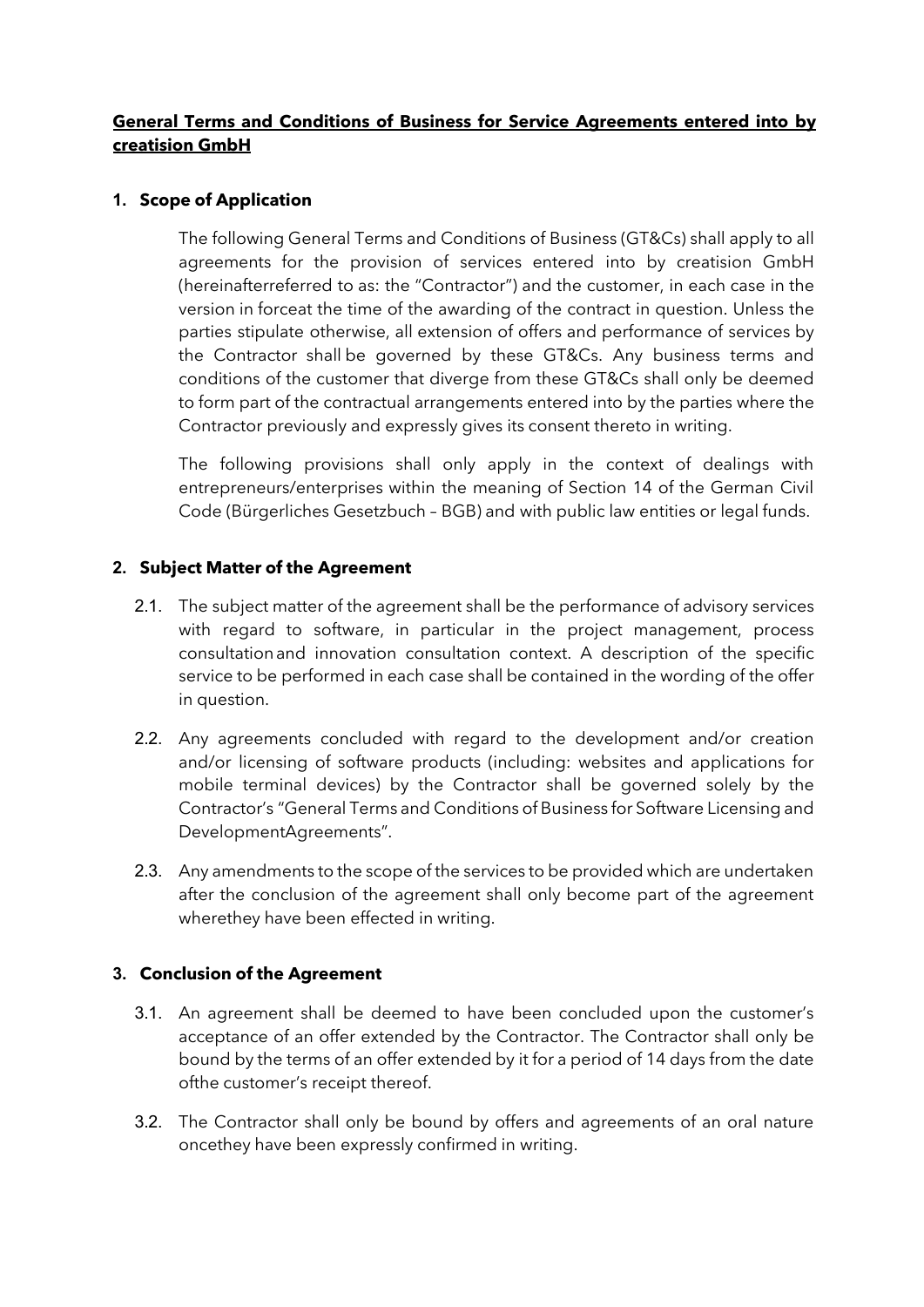# General Terms and Conditions of Business for Service Agreements entered into by creatision GmbH

## 1. Scope of Application

The following General Terms and Conditions of Business (GT&Cs) shall apply to all agreements for the provision of services entered into by creatision GmbH (hereinafterreferred to as: the "Contractor") and the customer, in each case in the version in forceat the time of the awarding of the contract in question. Unless the parties stipulate otherwise, all extension of offers and performance of services by the Contractor shall be governed by these GT&Cs. Any business terms and conditions of the customer that diverge from these GT&Cs shall only be deemed to form part of the contractual arrangements entered into by the parties where the Contractor previously and expressly gives its consent thereto in writing.

The following provisions shall only apply in the context of dealings with entrepreneurs/enterprises within the meaning of Section 14 of the German Civil Code (Bürgerliches Gesetzbuch – BGB) and with public law entities or legal funds.

## 2. Subject Matter of the Agreement

2.1. The subject matter of the agreement shall be the performance of advisory services with regard to software, in particular in the project management, process consultation and innovation consultation context. A description of the specific service to be performed in each case shall be contained in the wording of the offer in question.

2.2. Any agreements concluded with regard to the development and/or creation and/or licensing of software products (including: websites and applications for mobile terminal devices) by the Contractor shall be governed solely by the Contractor's "General Terms and Conditions of Business for Software Licensing and DevelopmentAgreements".

2.3. Any amendments to the scope of the services to be provided which are undertaken after the conclusion of the agreement shall only become part of the agreement wherethey have been effected in writing.

## 3. Conclusion of the Agreement

3.1. An agreement shall be deemed to have been concluded upon the customer's acceptance of an offer extended by the Contractor. The Contractor shall only be bound by the terms of an offer extended by it for a period of 14 days from the date ofthe customer's receipt thereof.

3.2. The Contractor shall only be bound by offers and agreements of an oral nature oncethey have been expressly confirmed in writing.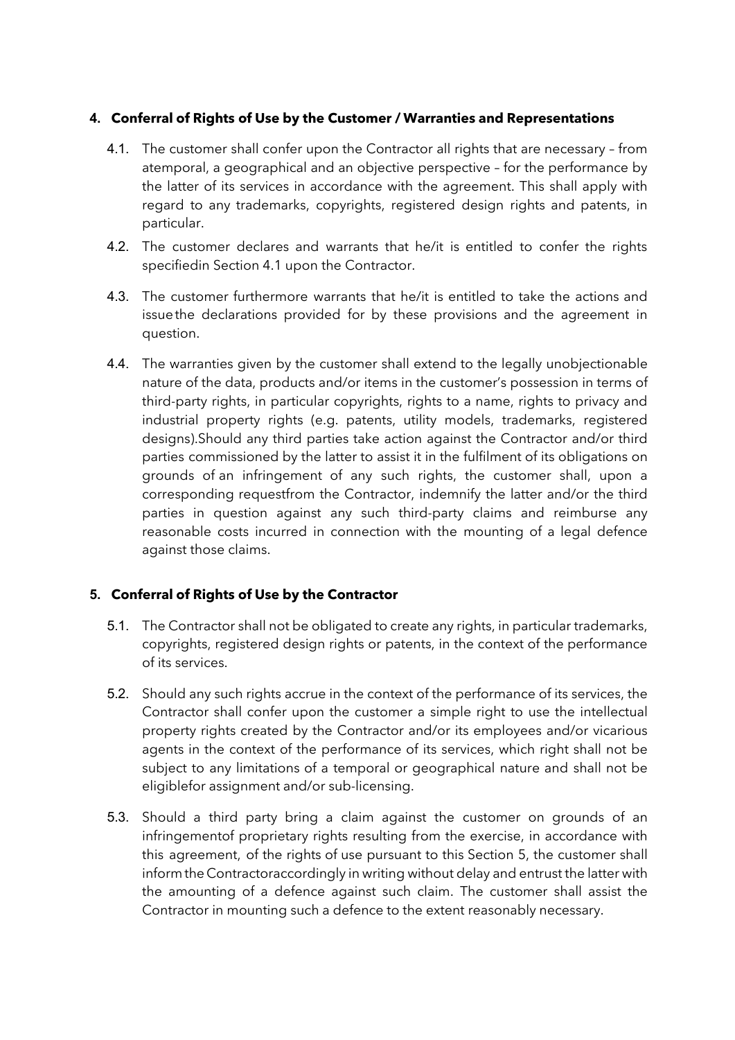## 4. Conferral of Rights of Use by the Customer / Warranties and Representations

4.1. The customer shall confer upon the Contractor all rights that are necessary – from atemporal, a geographical and an objective perspective – for the performance by the latter of its services in accordance with the agreement. This shall apply with regard to any trademarks, copyrights, registered design rights and patents, in particular.

4.2. The customer declares and warrants that he/it is entitled to confer the rights specifiedin Section 4.1 upon the Contractor.

4.3. The customer furthermore warrants that he/it is entitled to take the actions and issue the declarations provided for by these provisions and the agreement in question.

4.4. The warranties given by the customer shall extend to the legally unobjectionable nature of the data, products and/or items in the customer's possession in terms of third-party rights, in particular copyrights, rights to a name, rights to privacy and industrial property rights (e.g. patents, utility models, trademarks, registered designs).Should any third parties take action against the Contractor and/or third parties commissioned by the latter to assist it in the fulfilment of its obligations on grounds of an infringement of any such rights, the customer shall, upon a corresponding requestfrom the Contractor, indemnify the latter and/or the third parties in question against any such third-party claims and reimburse any reasonable costs incurred in connection with the mounting of a legal defence against those claims.

## 5. Conferral of Rights of Use by the Contractor

5.1. The Contractor shall not be obligated to create any rights, in particular trademarks, copyrights, registered design rights or patents, in the context of the performance of its services.

5.2. Should any such rights accrue in the context of the performance of its services, the Contractor shall confer upon the customer a simple right to use the intellectual property rights created by the Contractor and/or its employees and/or vicarious agents in the context of the performance of its services, which right shall not be subject to any limitations of a temporal or geographical nature and shall not be eligiblefor assignment and/or sub-licensing.

5.3. Should a third party bring a claim against the customer on grounds of an infringementof proprietary rights resulting from the exercise, in accordance with this agreement, of the rights of use pursuant to this Section 5, the customer shall inform the Contractoraccordingly in writing without delay and entrust the latter with the amounting of a defence against such claim. The customer shall assist the Contractor in mounting such a defence to the extent reasonably necessary.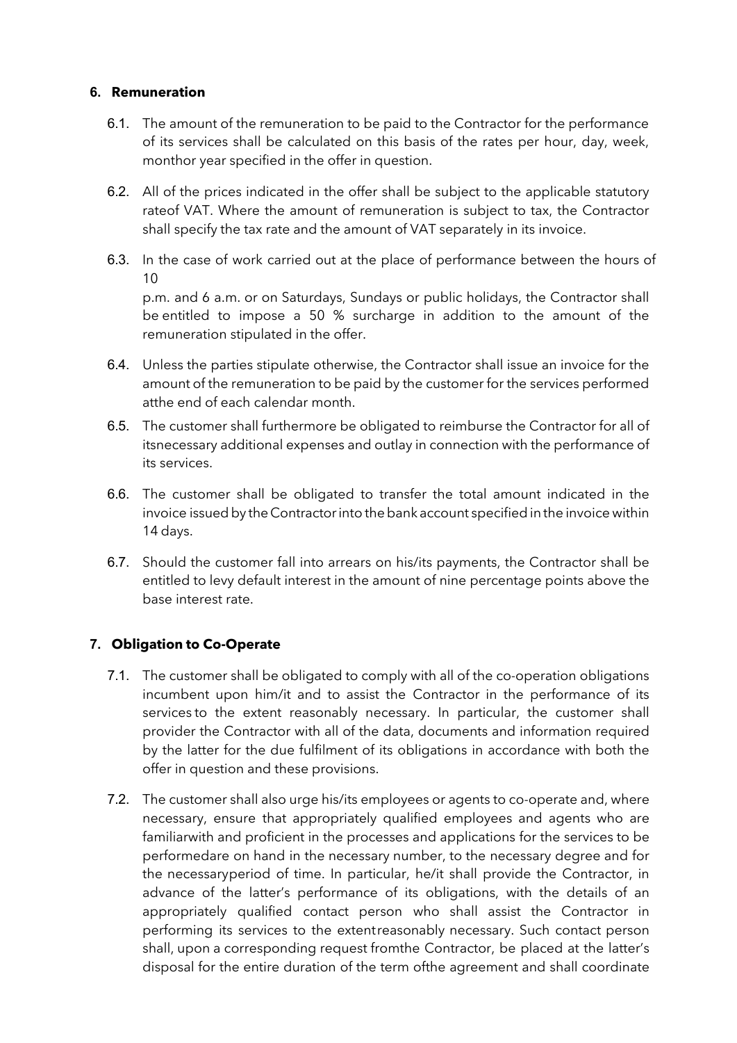## 6. Remuneration

6.1. The amount of the remuneration to be paid to the Contractor for the performance of its services shall be calculated on this basis of the rates per hour, day, week, monthor year specified in the offer in question.

6.2. All of the prices indicated in the offer shall be subject to the applicable statutory rateof VAT. Where the amount of remuneration is subject to tax, the Contractor shall specify the tax rate and the amount of VAT separately in its invoice.

6.3. In the case of work carried out at the place of performance between the hours of 10 p.m. and 6 a.m. or on Saturdays, Sundays or public holidays, the Contractor shall be entitled to impose a 50 % surcharge in addition to the amount of the remuneration stipulated in the offer.

6.4. Unless the parties stipulate otherwise, the Contractor shall issue an invoice for the amount of the remuneration to be paid by the customer for the services performed atthe end of each calendar month.

6.5. The customer shall furthermore be obligated to reimburse the Contractor for all of itsnecessary additional expenses and outlay in connection with the performance of its services.

6.6. The customer shall be obligated to transfer the total amount indicated in the invoice issued by the Contractor into the bank account specified in the invoice within 14 days.

6.7. Should the customer fall into arrears on his/its payments, the Contractor shall be entitled to levy default interest in the amount of nine percentage points above the base interest rate.

## 7. Obligation to Co-Operate

7.1. The customer shall be obligated to comply with all of the co-operation obligations incumbent upon him/it and to assist the Contractor in the performance of its services to the extent reasonably necessary. In particular, the customer shall provider the Contractor with all of the data, documents and information required by the latter for the due fulfilment of its obligations in accordance with both the offer in question and these provisions.

7.2. The customer shall also urge his/its employees or agents to co-operate and, where necessary, ensure that appropriately qualified employees and agents who are familiarwith and proficient in the processes and applications for the services to be performedare on hand in the necessary number, to the necessary degree and for the necessaryperiod of time. In particular, he/it shall provide the Contractor, in advance of the latter's performance of its obligations, with the details of an appropriately qualified contact person who shall assist the Contractor in performing its services to the extentreasonably necessary. Such contact person shall, upon a corresponding request fromthe Contractor, be placed at the latter's disposal for the entire duration of the term ofthe agreement and shall coordinate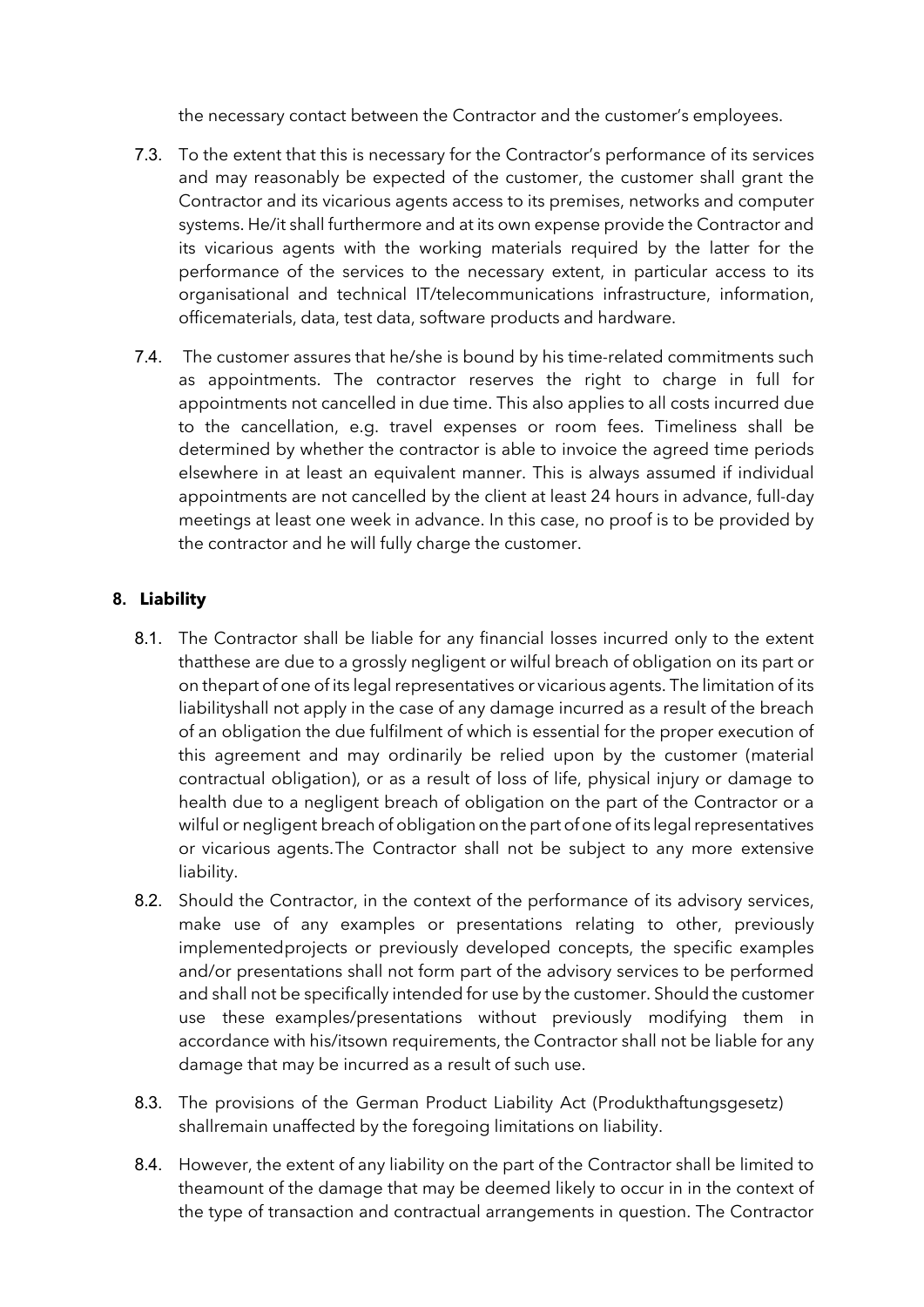the necessary contact between the Contractor and the customer's employees.

7.3. To the extent that this is necessary for the Contractor's performance of its services and may reasonably be expected of the customer, the customer shall grant the Contractor and its vicarious agents access to its premises, networks and computer systems. He/it shall furthermore and at its own expense provide the Contractor and its vicarious agents with the working materials required by the latter for the performance of the services to the necessary extent, in particular access to its organisational and technical IT/telecommunications infrastructure, information, officematerials, data, test data, software products and hardware.

7.4. The customer assures that he/she is bound by his time-related commitments such as appointments. The contractor reserves the right to charge in full for appointments not cancelled in due time. This also applies to all costs incurred due to the cancellation, e.g. travel expenses or room fees. Timeliness shall be determined by whether the contractor is able to invoice the agreed time periods elsewhere in at least an equivalent manner. This is always assumed if individual appointments are not cancelled by the client at least 24 hours in advance, full-day meetings at least one week in advance. In this case, no proof is to be provided by the contractor and he will fully charge the customer.

## 8. Liability

8.1. The Contractor shall be liable for any financial losses incurred only to the extent thatthese are due to a grossly negligent or wilful breach of obligation on its part or on thepart of one of its legal representatives or vicarious agents. The limitation of its liabilityshall not apply in the case of any damage incurred as a result of the breach of an obligation the due fulfilment of which is essential for the proper execution of this agreement and may ordinarily be relied upon by the customer (material contractual obligation), or as a result of loss of life, physical injury or damage to health due to a negligent breach of obligation on the part of the Contractor or a wilful or negligent breach of obligation on the part of one of its legal representatives or vicarious agents. The Contractor shall not be subject to any more extensive liability.

8.2. Should the Contractor, in the context of the performance of its advisory services, make use of any examples or presentations relating to other, previously implementedprojects or previously developed concepts, the specific examples and/or presentations shall not form part of the advisory services to be performed and shall not be specifically intended for use by the customer. Should the customer use these examples/presentations without previously modifying them in accordance with his/itsown requirements, the Contractor shall not be liable for any damage that may be incurred as a result of such use.

8.3. The provisions of the German Product Liability Act (Produkthaftungsgesetz) shallremain unaffected by the foregoing limitations on liability.

8.4. However, the extent of any liability on the part of the Contractor shall be limited to theamount of the damage that may be deemed likely to occur in in the context of the type of transaction and contractual arrangements in question. The Contractor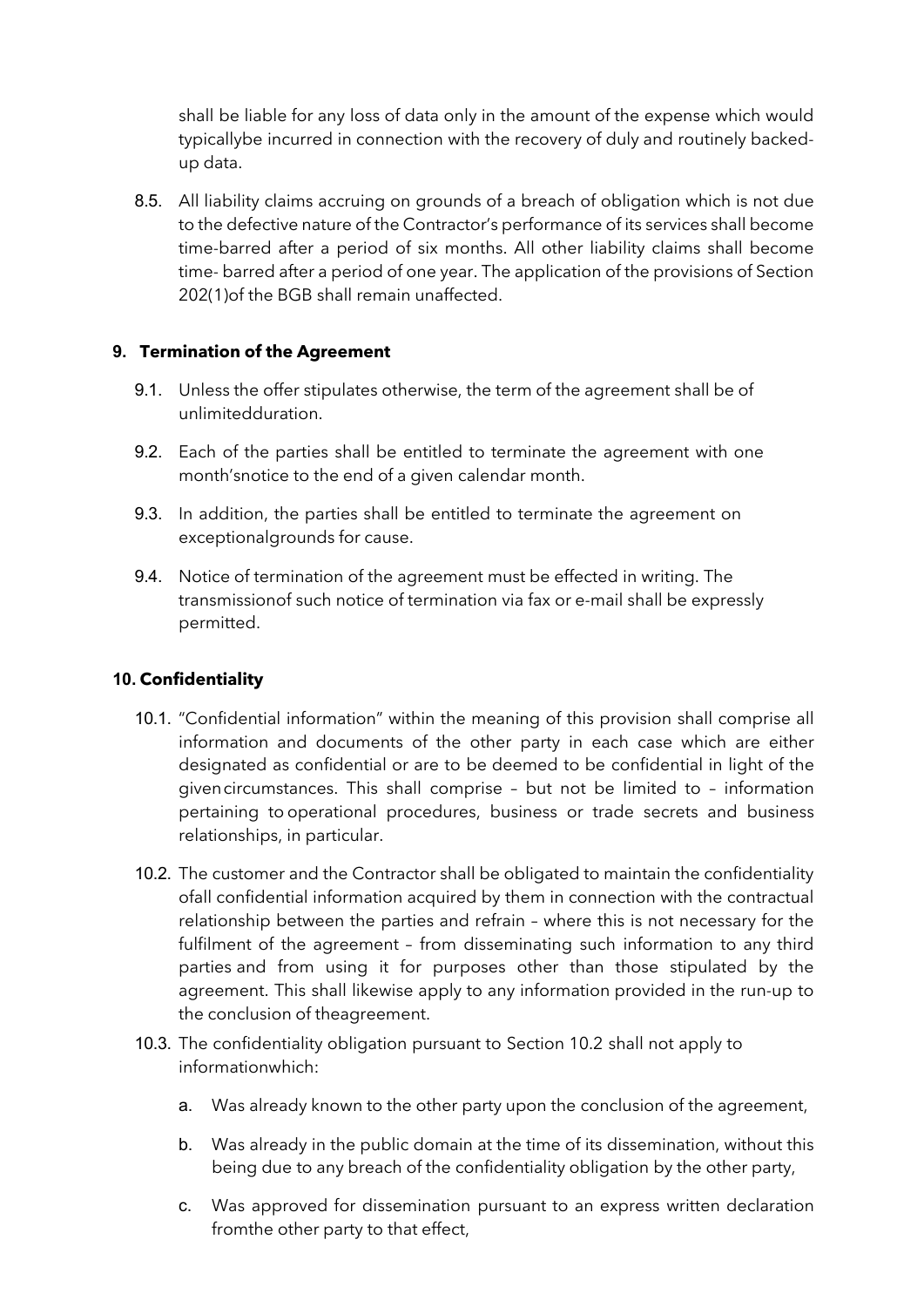shall be liable for any loss of data only in the amount of the expense which would typicallybe incurred in connection with the recovery of duly and routinely backed-up data.

8.5. All liability claims accruing on grounds of a breach of obligation which is not due to the defective nature of the Contractor's performance of its services shall become time-barred after a period of six months. All other liability claims shall become time- barred after a period of one year. The application of the provisions of Section 202(1)of the BGB shall remain unaffected.

## 9. Termination of the Agreement

9.1. Unless the offer stipulates otherwise, the term of the agreement shall be of unlimitedduration.

9.2. Each of the parties shall be entitled to terminate the agreement with one month'snotice to the end of a given calendar month.

9.3. In addition, the parties shall be entitled to terminate the agreement on exceptionalgrounds for cause.

9.4. Notice of termination of the agreement must be effected in writing. The transmissionof such notice of termination via fax or e-mail shall be expressly permitted.

## 10. Confidentiality

10.1. "Confidential information" within the meaning of this provision shall comprise all information and documents of the other party in each case which are either designated as confidential or are to be deemed to be confidential in light of the given circumstances. This shall comprise – but not be limited to – information pertaining to operational procedures, business or trade secrets and business relationships, in particular.

10.2. The customer and the Contractor shall be obligated to maintain the confidentiality ofall confidential information acquired by them in connection with the contractual relationship between the parties and refrain – where this is not necessary for the fulfilment of the agreement – from disseminating such information to any third parties and from using it for purposes other than those stipulated by the agreement. This shall likewise apply to any information provided in the run-up to the conclusion of theagreement.

10.3. The confidentiality obligation pursuant to Section 10.2 shall not apply to informationwhich:

a. Was already known to the other party upon the conclusion of the agreement,

b. Was already in the public domain at the time of its dissemination, without this being due to any breach of the confidentiality obligation by the other party,

c. Was approved for dissemination pursuant to an express written declaration fromthe other party to that effect,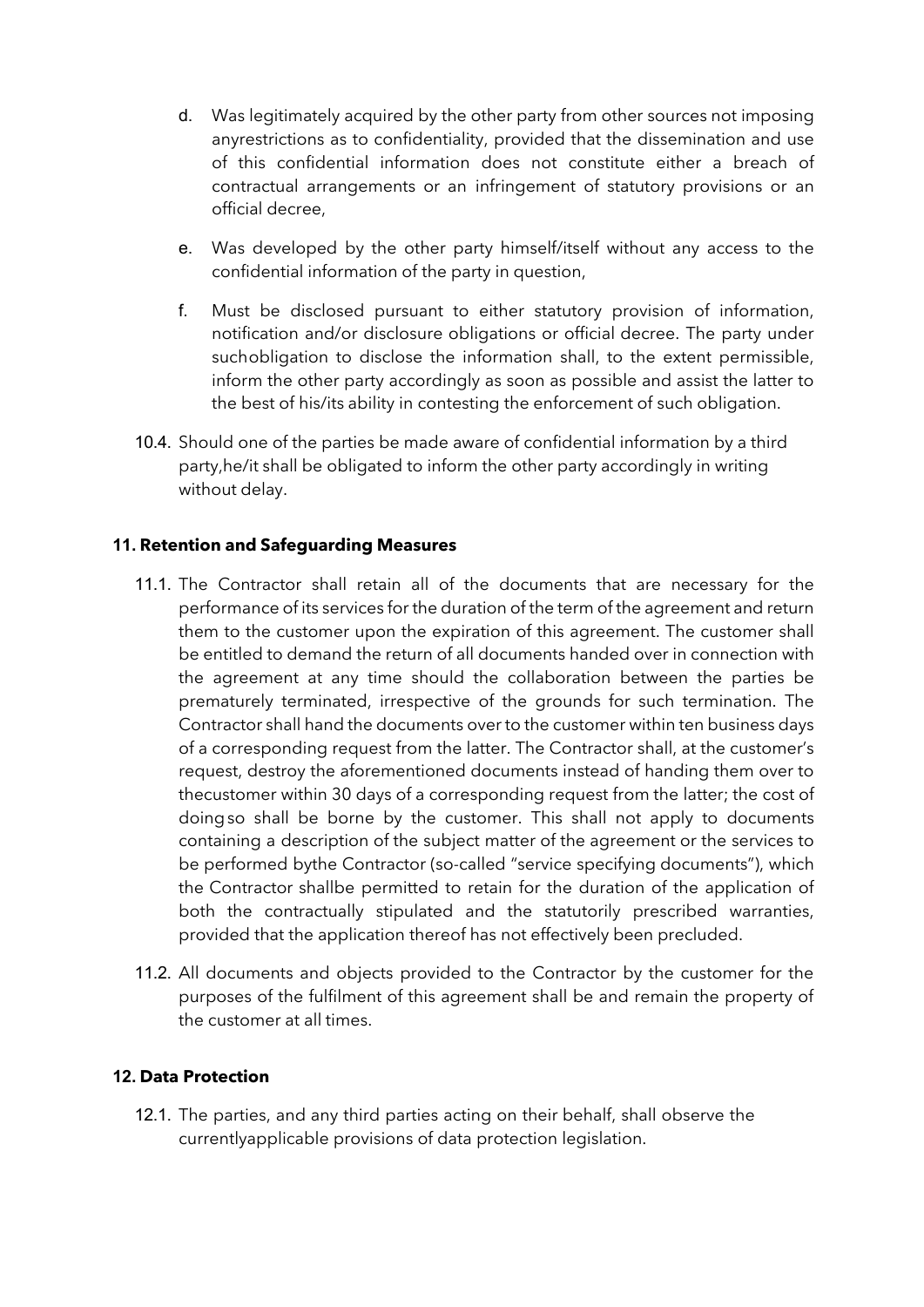d. Was legitimately acquired by the other party from other sources not imposing anyrestrictions as to confidentiality, provided that the dissemination and use of this confidential information does not constitute either a breach of contractual arrangements or an infringement of statutory provisions or an official decree,

e. Was developed by the other party himself/itself without any access to the confidential information of the party in question,

f. Must be disclosed pursuant to either statutory provision of information, notification and/or disclosure obligations or official decree. The party under suchobligation to disclose the information shall, to the extent permissible, inform the other party accordingly as soon as possible and assist the latter to the best of his/its ability in contesting the enforcement of such obligation.

10.4. Should one of the parties be made aware of confidential information by a third party,he/it shall be obligated to inform the other party accordingly in writing without delay.

**11. Retention and Safeguarding Measures**

11.1. The Contractor shall retain all of the documents that are necessary for the performance of its services for the duration of the term of the agreement and return them to the customer upon the expiration of this agreement. The customer shall be entitled to demand the return of all documents handed over in connection with the agreement at any time should the collaboration between the parties be prematurely terminated, irrespective of the grounds for such termination. The Contractor shall hand the documents over to the customer within ten business days of a corresponding request from the latter. The Contractor shall, at the customer's request, destroy the aforementioned documents instead of handing them over to thecustomer within 30 days of a corresponding request from the latter; the cost of doingso shall be borne by the customer. This shall not apply to documents containing a description of the subject matter of the agreement or the services to be performed bythe Contractor (so-called "service specifying documents"), which the Contractor shallbe permitted to retain for the duration of the application of both the contractually stipulated and the statutorily prescribed warranties, provided that the application thereof has not effectively been precluded.

11.2. All documents and objects provided to the Contractor by the customer for the purposes of the fulfilment of this agreement shall be and remain the property of the customer at all times.

**12. Data Protection**

12.1. The parties, and any third parties acting on their behalf, shall observe the currentlyapplicable provisions of data protection legislation.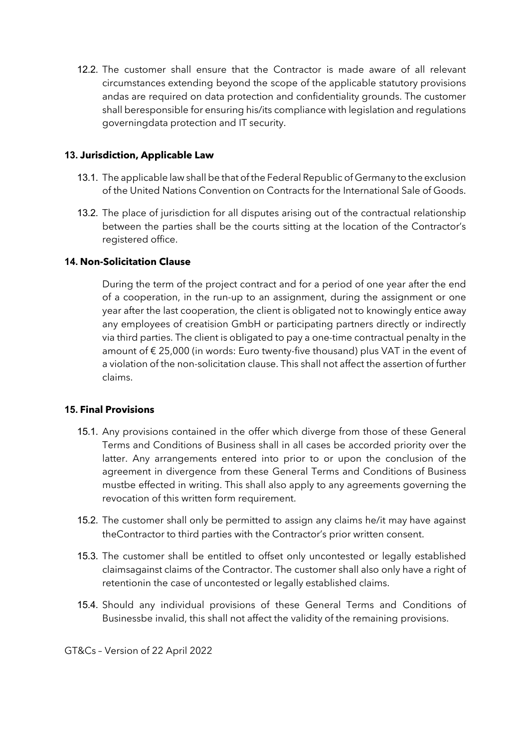12.2. The customer shall ensure that the Contractor is made aware of all relevant circumstances extending beyond the scope of the applicable statutory provisions andas are required on data protection and confidentiality grounds. The customer shall beresponsible for ensuring his/its compliance with legislation and regulations governingdata protection and IT security.

## 13. Jurisdiction, Applicable Law

13.1. The applicable law shall be that of the Federal Republic of Germany to the exclusion of the United Nations Convention on Contracts for the International Sale of Goods.

13.2. The place of jurisdiction for all disputes arising out of the contractual relationship between the parties shall be the courts sitting at the location of the Contractor's registered office.

## 14. Non-Solicitation Clause

During the term of the project contract and for a period of one year after the end of a cooperation, in the run-up to an assignment, during the assignment or one year after the last cooperation, the client is obligated not to knowingly entice away any employees of creatision GmbH or participating partners directly or indirectly via third parties. The client is obligated to pay a one-time contractual penalty in the amount of € 25,000 (in words: Euro twenty-five thousand) plus VAT in the event of a violation of the non-solicitation clause. This shall not affect the assertion of further claims.

## 15. Final Provisions

15.1. Any provisions contained in the offer which diverge from those of these General Terms and Conditions of Business shall in all cases be accorded priority over the latter. Any arrangements entered into prior to or upon the conclusion of the agreement in divergence from these General Terms and Conditions of Business mustbe effected in writing. This shall also apply to any agreements governing the revocation of this written form requirement.

15.2. The customer shall only be permitted to assign any claims he/it may have against theContractor to third parties with the Contractor's prior written consent.

15.3. The customer shall be entitled to offset only uncontested or legally established claimsagainst claims of the Contractor. The customer shall also only have a right of retentionin the case of uncontested or legally established claims.

15.4. Should any individual provisions of these General Terms and Conditions of Businessbe invalid, this shall not affect the validity of the remaining provisions.

GT&Cs – Version of 22 April 2022